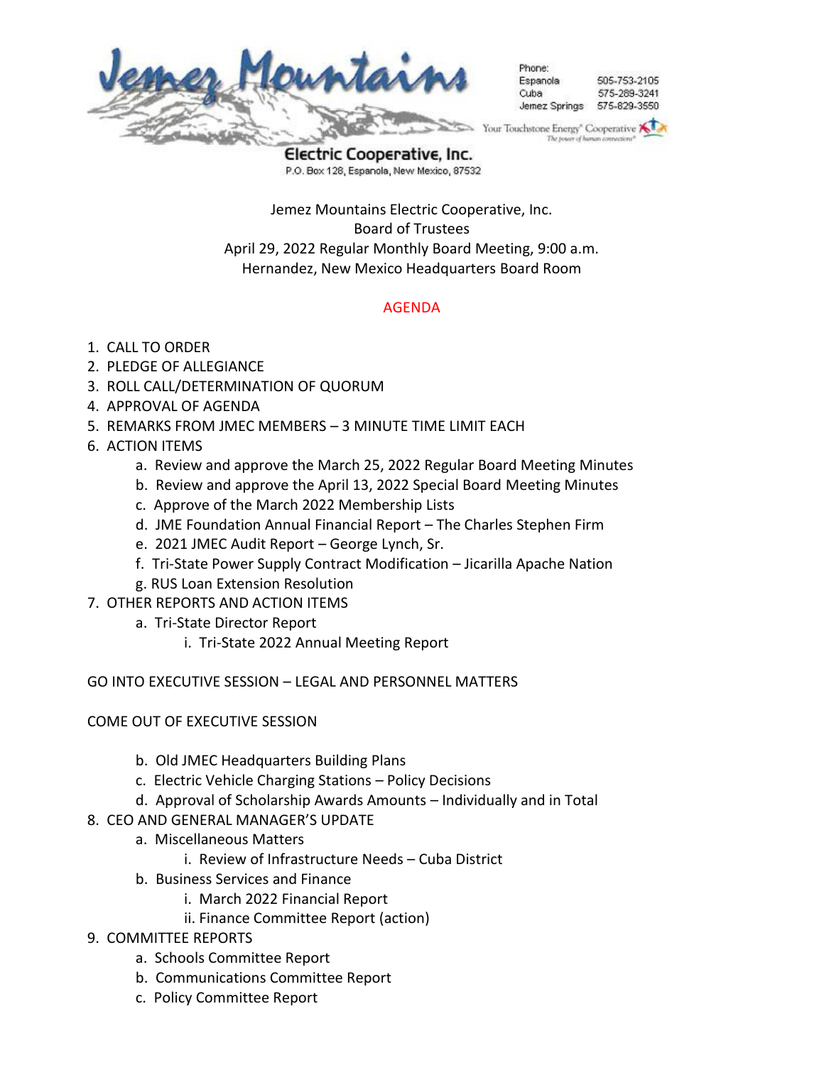**Jemez Mountains Electric Cooperative, Inc.**
P.O. Box 128, Espanola, New Mexico, 87532

Phone:
Espanola 505-753-2105
Cuba 575-289-3241
Jemez Springs 575-829-3550

Your Touchstone Energy® Cooperative
The power of human connections®

Jemez Mountains Electric Cooperative, Inc.
Board of Trustees
April 29, 2022 Regular Monthly Board Meeting, 9:00 a.m.
Hernandez, New Mexico Headquarters Board Room

## AGENDA

1. CALL TO ORDER
2. PLEDGE OF ALLEGIANCE
3. ROLL CALL/DETERMINATION OF QUORUM
4. APPROVAL OF AGENDA
5. REMARKS FROM JMEC MEMBERS – 3 MINUTE TIME LIMIT EACH
6. ACTION ITEMS
   a. Review and approve the March 25, 2022 Regular Board Meeting Minutes
   b. Review and approve the April 13, 2022 Special Board Meeting Minutes
   c. Approve of the March 2022 Membership Lists
   d. JME Foundation Annual Financial Report – The Charles Stephen Firm
   e. 2021 JMEC Audit Report – George Lynch, Sr.
   f. Tri-State Power Supply Contract Modification – Jicarilla Apache Nation
   g. RUS Loan Extension Resolution
7. OTHER REPORTS AND ACTION ITEMS
   a. Tri-State Director Report
      i. Tri-State 2022 Annual Meeting Report

GO INTO EXECUTIVE SESSION – LEGAL AND PERSONNEL MATTERS

COME OUT OF EXECUTIVE SESSION

   b. Old JMEC Headquarters Building Plans
   c. Electric Vehicle Charging Stations – Policy Decisions
   d. Approval of Scholarship Awards Amounts – Individually and in Total
8. CEO AND GENERAL MANAGER'S UPDATE
   a. Miscellaneous Matters
      i. Review of Infrastructure Needs – Cuba District
   b. Business Services and Finance
      i. March 2022 Financial Report
      ii. Finance Committee Report (action)
9. COMMITTEE REPORTS
   a. Schools Committee Report
   b. Communications Committee Report
   c. Policy Committee Report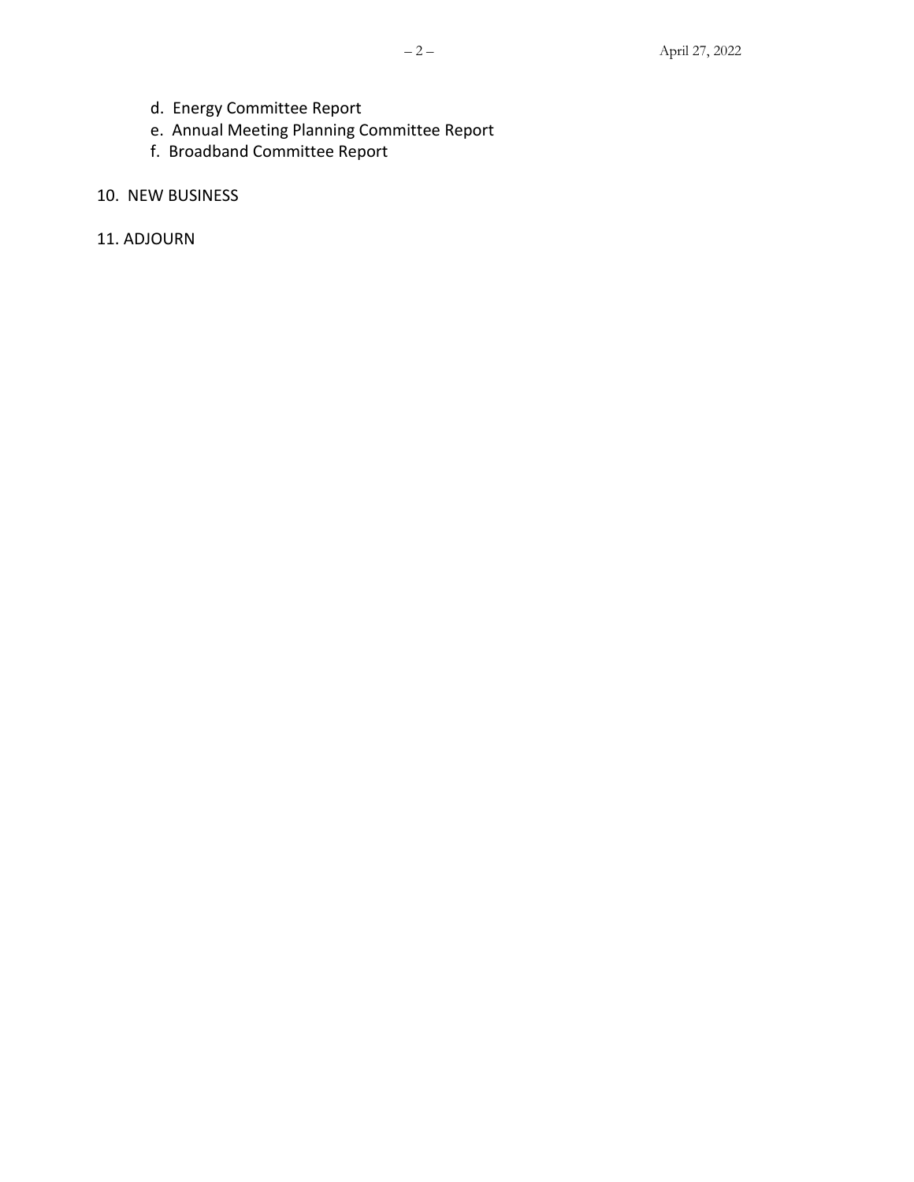d. Energy Committee Report
e. Annual Meeting Planning Committee Report
f. Broadband Committee Report

10. NEW BUSINESS

11. ADJOURN